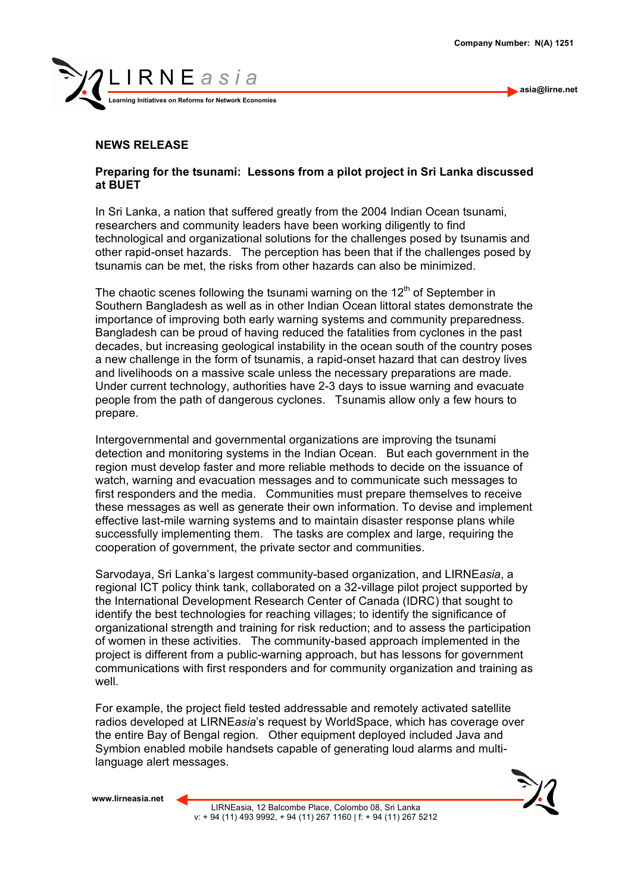Company Number: N(A) 1251

LIRNE*asia*

Learning Initiatives on Reforms for Network Economies

asia@lirne.net

## NEWS RELEASE

### Preparing for the tsunami: Lessons from a pilot project in Sri Lanka discussed at BUET

In Sri Lanka, a nation that suffered greatly from the 2004 Indian Ocean tsunami, researchers and community leaders have been working diligently to find technological and organizational solutions for the challenges posed by tsunamis and other rapid-onset hazards. The perception has been that if the challenges posed by tsunamis can be met, the risks from other hazards can also be minimized.

The chaotic scenes following the tsunami warning on the 12th of September in Southern Bangladesh as well as in other Indian Ocean littoral states demonstrate the importance of improving both early warning systems and community preparedness. Bangladesh can be proud of having reduced the fatalities from cyclones in the past decades, but increasing geological instability in the ocean south of the country poses a new challenge in the form of tsunamis, a rapid-onset hazard that can destroy lives and livelihoods on a massive scale unless the necessary preparations are made. Under current technology, authorities have 2-3 days to issue warning and evacuate people from the path of dangerous cyclones. Tsunamis allow only a few hours to prepare.

Intergovernmental and governmental organizations are improving the tsunami detection and monitoring systems in the Indian Ocean. But each government in the region must develop faster and more reliable methods to decide on the issuance of watch, warning and evacuation messages and to communicate such messages to first responders and the media. Communities must prepare themselves to receive these messages as well as generate their own information. To devise and implement effective last-mile warning systems and to maintain disaster response plans while successfully implementing them. The tasks are complex and large, requiring the cooperation of government, the private sector and communities.

Sarvodaya, Sri Lanka's largest community-based organization, and LIRNE*asia*, a regional ICT policy think tank, collaborated on a 32-village pilot project supported by the International Development Research Center of Canada (IDRC) that sought to identify the best technologies for reaching villages; to identify the significance of organizational strength and training for risk reduction; and to assess the participation of women in these activities. The community-based approach implemented in the project is different from a public-warning approach, but has lessons for government communications with first responders and for community organization and training as well.

For example, the project field tested addressable and remotely activated satellite radios developed at LIRNE*asia*'s request by WorldSpace, which has coverage over the entire Bay of Bengal region. Other equipment deployed included Java and Symbion enabled mobile handsets capable of generating loud alarms and multi-language alert messages.

www.lirneasia.net

LIRNEasia, 12 Balcombe Place, Colombo 08, Sri Lanka
v: + 94 (11) 493 9992, + 94 (11) 267 1160 | f: + 94 (11) 267 5212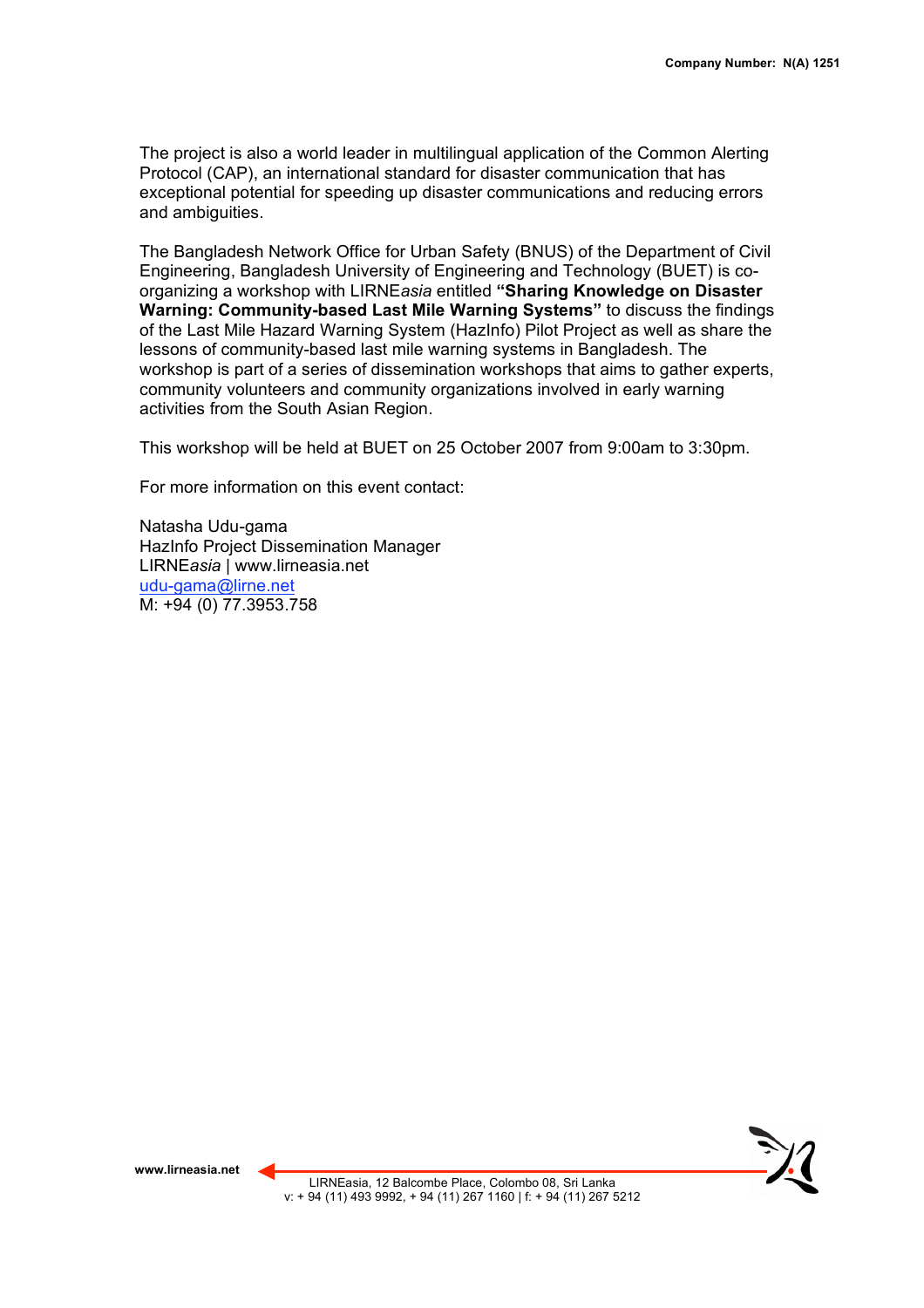The project is also a world leader in multilingual application of the Common Alerting Protocol (CAP), an international standard for disaster communication that has exceptional potential for speeding up disaster communications and reducing errors and ambiguities.

The Bangladesh Network Office for Urban Safety (BNUS) of the Department of Civil Engineering, Bangladesh University of Engineering and Technology (BUET) is co-organizing a workshop with LIRNE*asia* entitled **"Sharing Knowledge on Disaster Warning: Community-based Last Mile Warning Systems"** to discuss the findings of the Last Mile Hazard Warning System (HazInfo) Pilot Project as well as share the lessons of community-based last mile warning systems in Bangladesh. The workshop is part of a series of dissemination workshops that aims to gather experts, community volunteers and community organizations involved in early warning activities from the South Asian Region.

This workshop will be held at BUET on 25 October 2007 from 9:00am to 3:30pm.

For more information on this event contact:

Natasha Udu-gama
HazInfo Project Dissemination Manager
LIRNE*asia* | www.lirneasia.net
udu-gama@lirne.net
M: +94 (0) 77.3953.758